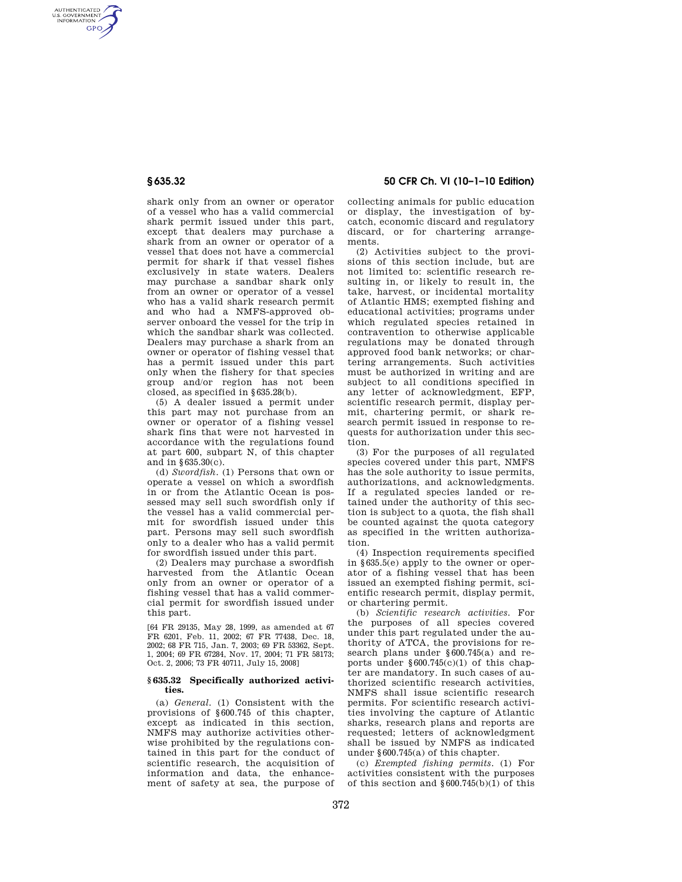shark only from an owner or operator of a vessel who has a valid commercial shark permit issued under this part, except that dealers may purchase a shark from an owner or operator of a vessel that does not have a commercial permit for shark if that vessel fishes exclusively in state waters. Dealers may purchase a sandbar shark only from an owner or operator of a vessel who has a valid shark research permit and who had a NMFS-approved observer onboard the vessel for the trip in which the sandbar shark was collected. Dealers may purchase a shark from an owner or operator of fishing vessel that has a permit issued under this part only when the fishery for that species group and/or region has not been closed, as specified in §635.28(b).

(5) A dealer issued a permit under this part may not purchase from an owner or operator of a fishing vessel shark fins that were not harvested in accordance with the regulations found at part 600, subpart N, of this chapter and in §635.30(c).

(d) *Swordfish.* (1) Persons that own or operate a vessel on which a swordfish in or from the Atlantic Ocean is possessed may sell such swordfish only if the vessel has a valid commercial permit for swordfish issued under this part. Persons may sell such swordfish only to a dealer who has a valid permit for swordfish issued under this part.

(2) Dealers may purchase a swordfish harvested from the Atlantic Ocean only from an owner or operator of a fishing vessel that has a valid commercial permit for swordfish issued under this part.

[64 FR 29135, May 28, 1999, as amended at 67 FR 6201, Feb. 11, 2002; 67 FR 77438, Dec. 18, 2002; 68 FR 715, Jan. 7, 2003; 69 FR 53362, Sept. 1, 2004; 69 FR 67284, Nov. 17, 2004; 71 FR 58173; Oct. 2, 2006; 73 FR 40711, July 15, 2008]

## §635.32 Specifically authorized activities.

(a) *General.* (1) Consistent with the provisions of §600.745 of this chapter, except as indicated in this section, NMFS may authorize activities otherwise prohibited by the regulations contained in this part for the conduct of scientific research, the acquisition of information and data, the enhancement of safety at sea, the purpose of collecting animals for public education or display, the investigation of bycatch, economic discard and regulatory discard, or for chartering arrangements.

(2) Activities subject to the provisions of this section include, but are not limited to: scientific research resulting in, or likely to result in, the take, harvest, or incidental mortality of Atlantic HMS; exempted fishing and educational activities; programs under which regulated species retained in contravention to otherwise applicable regulations may be donated through approved food bank networks; or chartering arrangements. Such activities must be authorized in writing and are subject to all conditions specified in any letter of acknowledgment, EFP, scientific research permit, display permit, chartering permit, or shark research permit issued in response to requests for authorization under this section.

(3) For the purposes of all regulated species covered under this part, NMFS has the sole authority to issue permits, authorizations, and acknowledgments. If a regulated species landed or retained under the authority of this section is subject to a quota, the fish shall be counted against the quota category as specified in the written authorization.

(4) Inspection requirements specified in §635.5(e) apply to the owner or operator of a fishing vessel that has been issued an exempted fishing permit, scientific research permit, display permit, or chartering permit.

(b) *Scientific research activities.* For the purposes of all species covered under this part regulated under the authority of ATCA, the provisions for research plans under §600.745(a) and reports under §600.745(c)(1) of this chapter are mandatory. In such cases of authorized scientific research activities, NMFS shall issue scientific research permits. For scientific research activities involving the capture of Atlantic sharks, research plans and reports are requested; letters of acknowledgment shall be issued by NMFS as indicated under §600.745(a) of this chapter.

(c) *Exempted fishing permits.* (1) For activities consistent with the purposes of this section and §600.745(b)(1) of this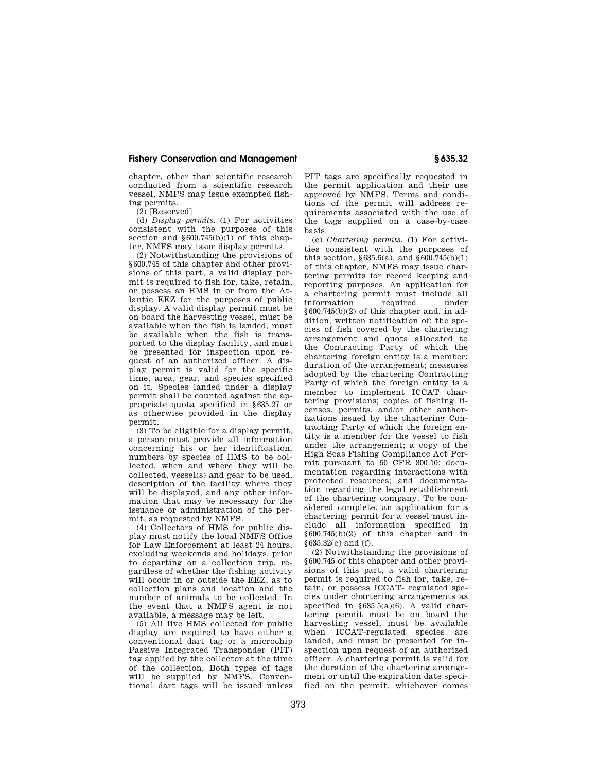chapter, other than scientific research conducted from a scientific research vessel, NMFS may issue exempted fishing permits.

(2) [Reserved]

(d) *Display permits.* (1) For activities consistent with the purposes of this section and §600.745(b)(1) of this chapter, NMFS may issue display permits.

(2) Notwithstanding the provisions of §600.745 of this chapter and other provisions of this part, a valid display permit is required to fish for, take, retain, or possess an HMS in or from the Atlantic EEZ for the purposes of public display. A valid display permit must be on board the harvesting vessel, must be available when the fish is landed, must be available when the fish is transported to the display facility, and must be presented for inspection upon request of an authorized officer. A display permit is valid for the specific time, area, gear, and species specified on it. Species landed under a display permit shall be counted against the appropriate quota specified in §635.27 or as otherwise provided in the display permit.

(3) To be eligible for a display permit, a person must provide all information concerning his or her identification, numbers by species of HMS to be collected, when and where they will be collected, vessel(s) and gear to be used, description of the facility where they will be displayed, and any other information that may be necessary for the issuance or administration of the permit, as requested by NMFS.

(4) Collectors of HMS for public display must notify the local NMFS Office for Law Enforcement at least 24 hours, excluding weekends and holidays, prior to departing on a collection trip, regardless of whether the fishing activity will occur in or outside the EEZ, as to collection plans and location and the number of animals to be collected. In the event that a NMFS agent is not available, a message may be left.

(5) All live HMS collected for public display are required to have either a conventional dart tag or a microchip Passive Integrated Transponder (PIT) tag applied by the collector at the time of the collection. Both types of tags will be supplied by NMFS. Conventional dart tags will be issued unless PIT tags are specifically requested in the permit application and their use approved by NMFS. Terms and conditions of the permit will address requirements associated with the use of the tags supplied on a case-by-case basis.

(e) *Chartering permits.* (1) For activities consistent with the purposes of this section, §635.5(a), and §600.745(b)(1) of this chapter, NMFS may issue chartering permits for record keeping and reporting purposes. An application for a chartering permit must include all information required under §600.745(b)(2) of this chapter and, in addition, written notification of: the species of fish covered by the chartering arrangement and quota allocated to the Contracting Party of which the chartering foreign entity is a member; duration of the arrangement; measures adopted by the chartering Contracting Party of which the foreign entity is a member to implement ICCAT chartering provisions; copies of fishing licenses, permits, and/or other authorizations issued by the chartering Contracting Party of which the foreign entity is a member for the vessel to fish under the arrangement; a copy of the High Seas Fishing Compliance Act Permit pursuant to 50 CFR 300.10; documentation regarding interactions with protected resources; and documentation regarding the legal establishment of the chartering company. To be considered complete, an application for a chartering permit for a vessel must include all information specified in §600.745(b)(2) of this chapter and in §635.32(e) and (f).

(2) Notwithstanding the provisions of §600.745 of this chapter and other provisions of this part, a valid chartering permit is required to fish for, take, retain, or possess ICCAT- regulated species under chartering arrangements as specified in §635.5(a)(6). A valid chartering permit must be on board the harvesting vessel, must be available when ICCAT-regulated species are landed, and must be presented for inspection upon request of an authorized officer. A chartering permit is valid for the duration of the chartering arrangement or until the expiration date specified on the permit, whichever comes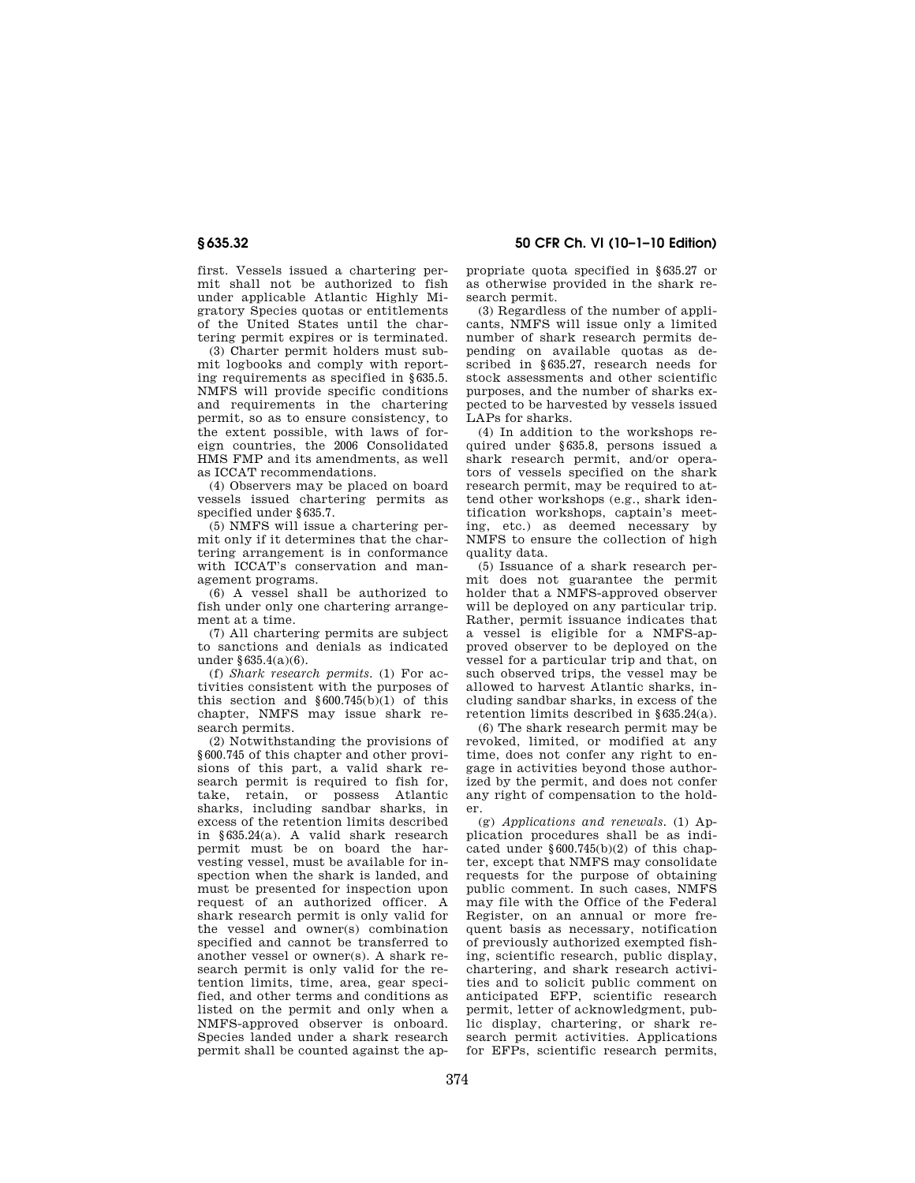first. Vessels issued a chartering permit shall not be authorized to fish under applicable Atlantic Highly Migratory Species quotas or entitlements of the United States until the chartering permit expires or is terminated.

(3) Charter permit holders must submit logbooks and comply with reporting requirements as specified in §635.5. NMFS will provide specific conditions and requirements in the chartering permit, so as to ensure consistency, to the extent possible, with laws of foreign countries, the 2006 Consolidated HMS FMP and its amendments, as well as ICCAT recommendations.

(4) Observers may be placed on board vessels issued chartering permits as specified under §635.7.

(5) NMFS will issue a chartering permit only if it determines that the chartering arrangement is in conformance with ICCAT's conservation and management programs.

(6) A vessel shall be authorized to fish under only one chartering arrangement at a time.

(7) All chartering permits are subject to sanctions and denials as indicated under §635.4(a)(6).

(f) *Shark research permits.* (1) For activities consistent with the purposes of this section and §600.745(b)(1) of this chapter, NMFS may issue shark research permits.

(2) Notwithstanding the provisions of §600.745 of this chapter and other provisions of this part, a valid shark research permit is required to fish for, take, retain, or possess Atlantic sharks, including sandbar sharks, in excess of the retention limits described in §635.24(a). A valid shark research permit must be on board the harvesting vessel, must be available for inspection when the shark is landed, and must be presented for inspection upon request of an authorized officer. A shark research permit is only valid for the vessel and owner(s) combination specified and cannot be transferred to another vessel or owner(s). A shark research permit is only valid for the retention limits, time, area, gear specified, and other terms and conditions as listed on the permit and only when a NMFS-approved observer is onboard. Species landed under a shark research permit shall be counted against the appropriate quota specified in §635.27 or as otherwise provided in the shark research permit.

(3) Regardless of the number of applicants, NMFS will issue only a limited number of shark research permits depending on available quotas as described in §635.27, research needs for stock assessments and other scientific purposes, and the number of sharks expected to be harvested by vessels issued LAPs for sharks.

(4) In addition to the workshops required under §635.8, persons issued a shark research permit, and/or operators of vessels specified on the shark research permit, may be required to attend other workshops (e.g., shark identification workshops, captain's meeting, etc.) as deemed necessary by NMFS to ensure the collection of high quality data.

(5) Issuance of a shark research permit does not guarantee the permit holder that a NMFS-approved observer will be deployed on any particular trip. Rather, permit issuance indicates that a vessel is eligible for a NMFS-approved observer to be deployed on the vessel for a particular trip and that, on such observed trips, the vessel may be allowed to harvest Atlantic sharks, including sandbar sharks, in excess of the retention limits described in §635.24(a).

(6) The shark research permit may be revoked, limited, or modified at any time, does not confer any right to engage in activities beyond those authorized by the permit, and does not confer any right of compensation to the holder.

(g) *Applications and renewals.* (1) Application procedures shall be as indicated under §600.745(b)(2) of this chapter, except that NMFS may consolidate requests for the purpose of obtaining public comment. In such cases, NMFS may file with the Office of the Federal Register, on an annual or more frequent basis as necessary, notification of previously authorized exempted fishing, scientific research, public display, chartering, and shark research activities and to solicit public comment on anticipated EFP, scientific research permit, letter of acknowledgment, public display, chartering, or shark research permit activities. Applications for EFPs, scientific research permits,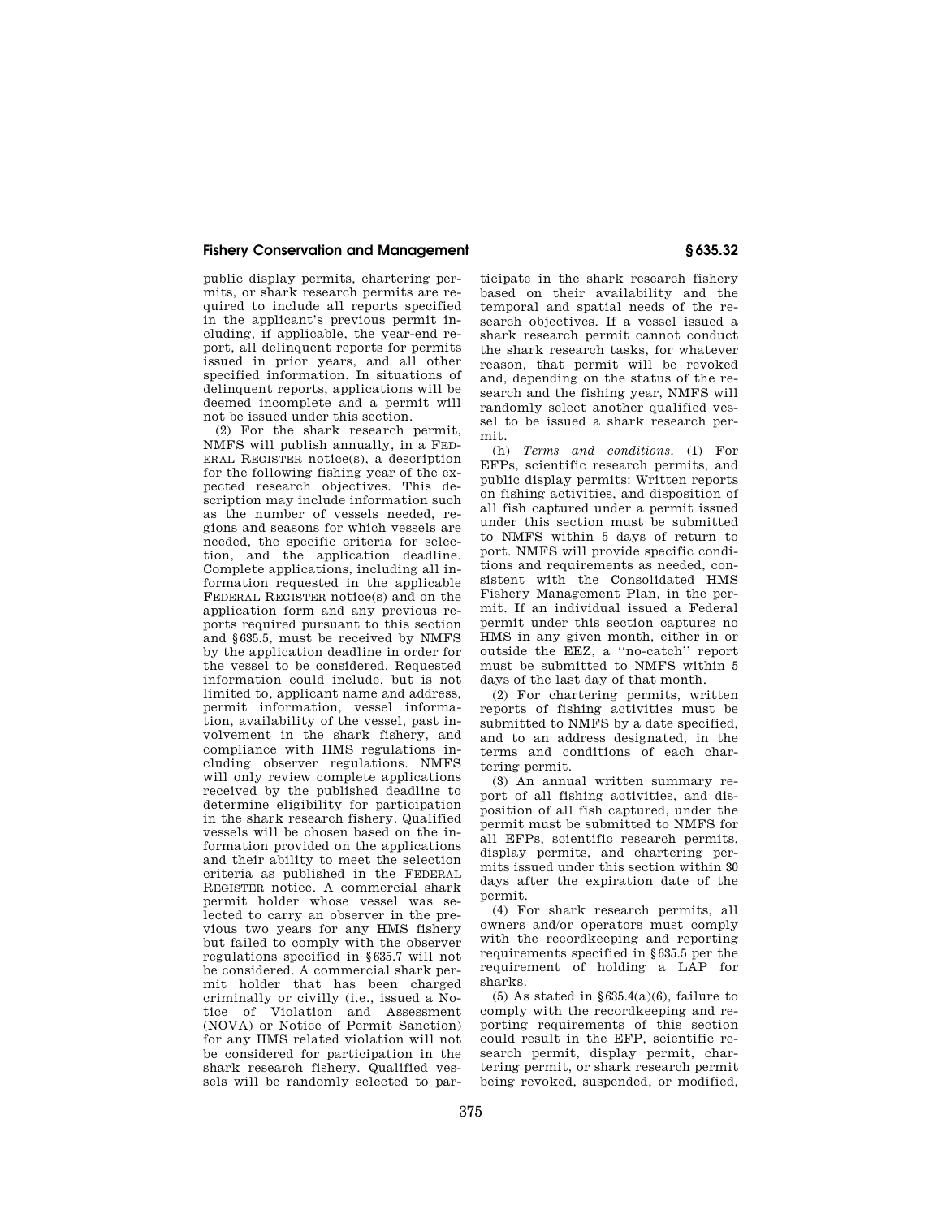public display permits, chartering permits, or shark research permits are required to include all reports specified in the applicant's previous permit including, if applicable, the year-end report, all delinquent reports for permits issued in prior years, and all other specified information. In situations of delinquent reports, applications will be deemed incomplete and a permit will not be issued under this section.

(2) For the shark research permit, NMFS will publish annually, in a FEDERAL REGISTER notice(s), a description for the following fishing year of the expected research objectives. This description may include information such as the number of vessels needed, regions and seasons for which vessels are needed, the specific criteria for selection, and the application deadline. Complete applications, including all information requested in the applicable FEDERAL REGISTER notice(s) and on the application form and any previous reports required pursuant to this section and §635.5, must be received by NMFS by the application deadline in order for the vessel to be considered. Requested information could include, but is not limited to, applicant name and address, permit information, vessel information, availability of the vessel, past involvement in the shark fishery, and compliance with HMS regulations including observer regulations. NMFS will only review complete applications received by the published deadline to determine eligibility for participation in the shark research fishery. Qualified vessels will be chosen based on the information provided on the applications and their ability to meet the selection criteria as published in the FEDERAL REGISTER notice. A commercial shark permit holder whose vessel was selected to carry an observer in the previous two years for any HMS fishery but failed to comply with the observer regulations specified in §635.7 will not be considered. A commercial shark permit holder that has been charged criminally or civilly (i.e., issued a Notice of Violation and Assessment (NOVA) or Notice of Permit Sanction) for any HMS related violation will not be considered for participation in the shark research fishery. Qualified vessels will be randomly selected to participate in the shark research fishery based on their availability and the temporal and spatial needs of the research objectives. If a vessel issued a shark research permit cannot conduct the shark research tasks, for whatever reason, that permit will be revoked and, depending on the status of the research and the fishing year, NMFS will randomly select another qualified vessel to be issued a shark research permit.

(h) *Terms and conditions.* (1) For EFPs, scientific research permits, and public display permits: Written reports on fishing activities, and disposition of all fish captured under a permit issued under this section must be submitted to NMFS within 5 days of return to port. NMFS will provide specific conditions and requirements as needed, consistent with the Consolidated HMS Fishery Management Plan, in the permit. If an individual issued a Federal permit under this section captures no HMS in any given month, either in or outside the EEZ, a "no-catch" report must be submitted to NMFS within 5 days of the last day of that month.

(2) For chartering permits, written reports of fishing activities must be submitted to NMFS by a date specified, and to an address designated, in the terms and conditions of each chartering permit.

(3) An annual written summary report of all fishing activities, and disposition of all fish captured, under the permit must be submitted to NMFS for all EFPs, scientific research permits, display permits, and chartering permits issued under this section within 30 days after the expiration date of the permit.

(4) For shark research permits, all owners and/or operators must comply with the recordkeeping and reporting requirements specified in §635.5 per the requirement of holding a LAP for sharks.

(5) As stated in §635.4(a)(6), failure to comply with the recordkeeping and reporting requirements of this section could result in the EFP, scientific research permit, display permit, chartering permit, or shark research permit being revoked, suspended, or modified,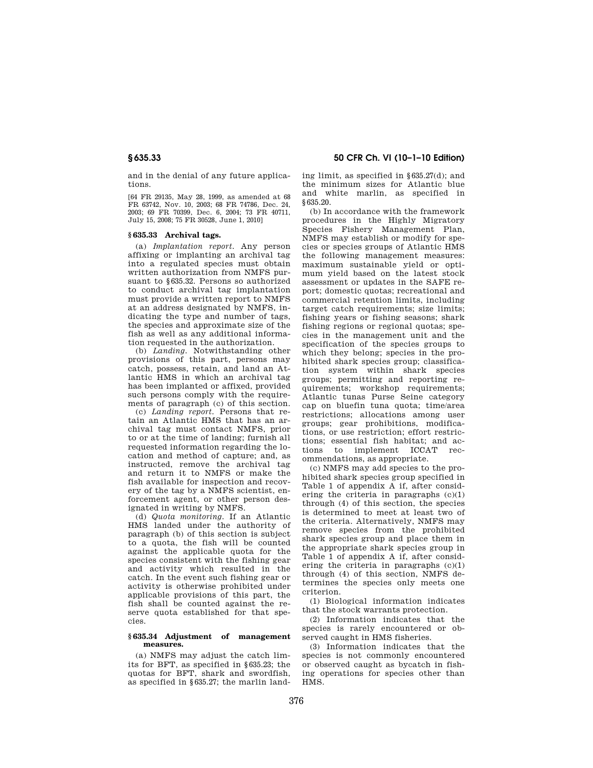and in the denial of any future applications.

[64 FR 29135, May 28, 1999, as amended at 68 FR 63742, Nov. 10, 2003; 68 FR 74786, Dec. 24, 2003; 69 FR 70399, Dec. 6, 2004; 73 FR 40711, July 15, 2008; 75 FR 30528, June 1, 2010]

### § 635.33 Archival tags.

(a) *Implantation report.* Any person affixing or implanting an archival tag into a regulated species must obtain written authorization from NMFS pursuant to § 635.32. Persons so authorized to conduct archival tag implantation must provide a written report to NMFS at an address designated by NMFS, indicating the type and number of tags, the species and approximate size of the fish as well as any additional information requested in the authorization.

(b) *Landing.* Notwithstanding other provisions of this part, persons may catch, possess, retain, and land an Atlantic HMS in which an archival tag has been implanted or affixed, provided such persons comply with the requirements of paragraph (c) of this section.

(c) *Landing report.* Persons that retain an Atlantic HMS that has an archival tag must contact NMFS, prior to or at the time of landing; furnish all requested information regarding the location and method of capture; and, as instructed, remove the archival tag and return it to NMFS or make the fish available for inspection and recovery of the tag by a NMFS scientist, enforcement agent, or other person designated in writing by NMFS.

(d) *Quota monitoring.* If an Atlantic HMS landed under the authority of paragraph (b) of this section is subject to a quota, the fish will be counted against the applicable quota for the species consistent with the fishing gear and activity which resulted in the catch. In the event such fishing gear or activity is otherwise prohibited under applicable provisions of this part, the fish shall be counted against the reserve quota established for that species.

### § 635.34 Adjustment of management measures.

(a) NMFS may adjust the catch limits for BFT, as specified in § 635.23; the quotas for BFT, shark and swordfish, as specified in § 635.27; the marlin landing limit, as specified in § 635.27(d); and the minimum sizes for Atlantic blue and white marlin, as specified in § 635.20.

(b) In accordance with the framework procedures in the Highly Migratory Species Fishery Management Plan, NMFS may establish or modify for species or species groups of Atlantic HMS the following management measures: maximum sustainable yield or optimum yield based on the latest stock assessment or updates in the SAFE report; domestic quotas; recreational and commercial retention limits, including target catch requirements; size limits; fishing years or fishing seasons; shark fishing regions or regional quotas; species in the management unit and the specification of the species groups to which they belong; species in the prohibited shark species group; classification system within shark species groups; permitting and reporting requirements; workshop requirements; Atlantic tunas Purse Seine category cap on bluefin tuna quota; time/area restrictions; allocations among user groups; gear prohibitions, modifications, or use restriction; effort restrictions; essential fish habitat; and actions to implement ICCAT recommendations, as appropriate.

(c) NMFS may add species to the prohibited shark species group specified in Table 1 of appendix A if, after considering the criteria in paragraphs (c)(1) through (4) of this section, the species is determined to meet at least two of the criteria. Alternatively, NMFS may remove species from the prohibited shark species group and place them in the appropriate shark species group in Table 1 of appendix A if, after considering the criteria in paragraphs (c)(1) through (4) of this section, NMFS determines the species only meets one criterion.

(1) Biological information indicates that the stock warrants protection.

(2) Information indicates that the species is rarely encountered or observed caught in HMS fisheries.

(3) Information indicates that the species is not commonly encountered or observed caught as bycatch in fishing operations for species other than HMS.